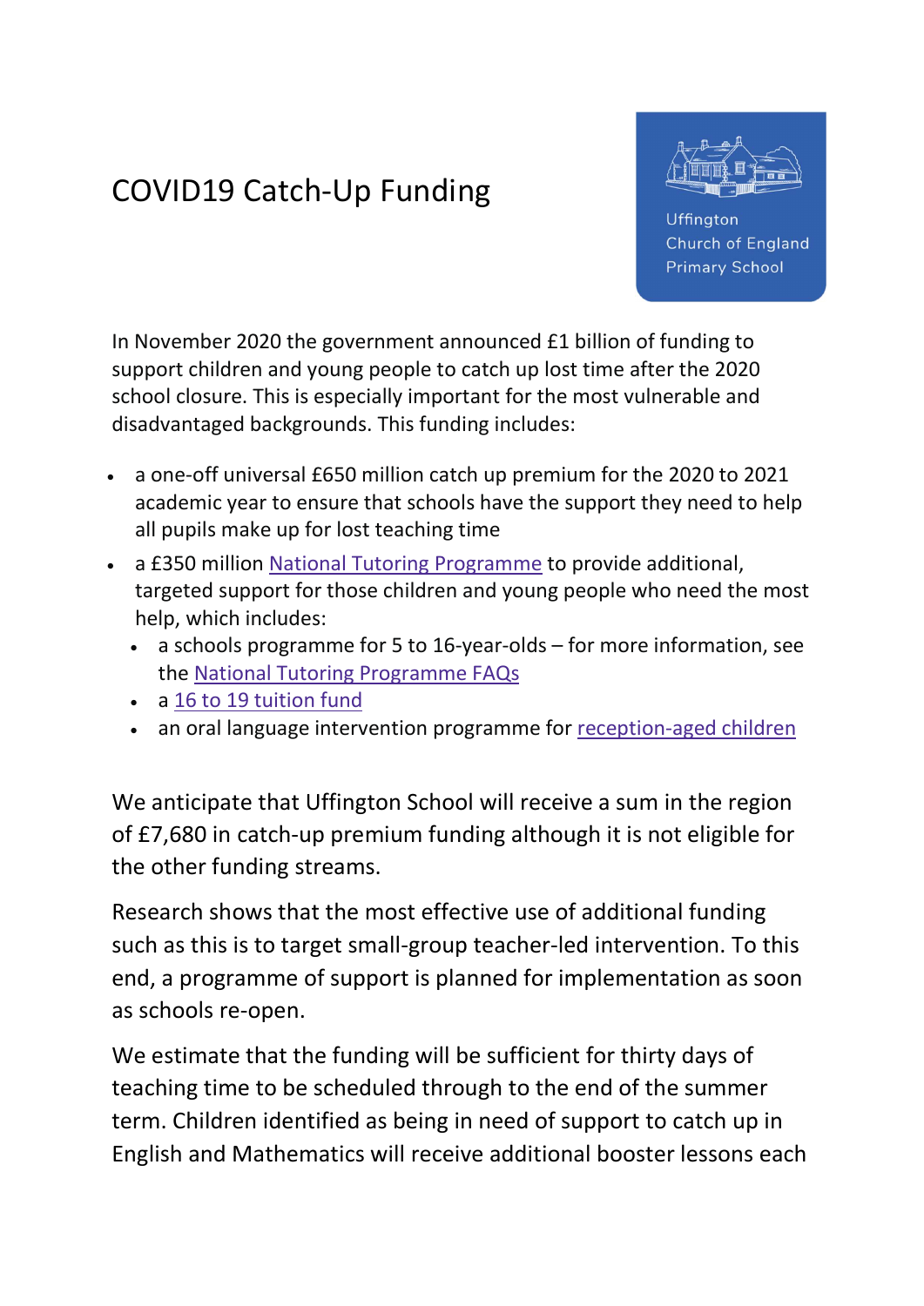# COVID19 Catch-Up Funding

Uffington Church of England Primary School

In November 2020 the government announced £1 billion of funding to support children and young people to catch up lost time after the 2020 school closure. This is especially important for the most vulnerable and disadvantaged backgrounds. This funding includes:

- a one-off universal £650 million catch up premium for the 2020 to 2021 academic year to ensure that schools have the support they need to help all pupils make up for lost teaching time
- a £350 million National Tutoring Programme to provide additional, targeted support for those children and young people who need the most help, which includes:
  - a schools programme for 5 to 16-year-olds – for more information, see the National Tutoring Programme FAQs
  - a 16 to 19 tuition fund
  - an oral language intervention programme for reception-aged children

We anticipate that Uffington School will receive a sum in the region of £7,680 in catch-up premium funding although it is not eligible for the other funding streams.

Research shows that the most effective use of additional funding such as this is to target small-group teacher-led intervention. To this end, a programme of support is planned for implementation as soon as schools re-open.

We estimate that the funding will be sufficient for thirty days of teaching time to be scheduled through to the end of the summer term. Children identified as being in need of support to catch up in English and Mathematics will receive additional booster lessons each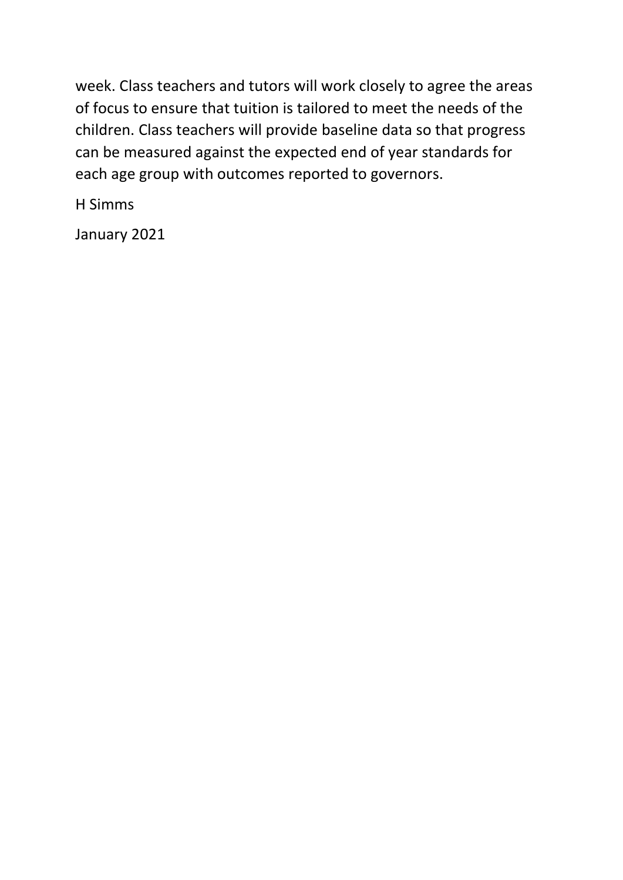week. Class teachers and tutors will work closely to agree the areas of focus to ensure that tuition is tailored to meet the needs of the children. Class teachers will provide baseline data so that progress can be measured against the expected end of year standards for each age group with outcomes reported to governors.

H Simms

January 2021